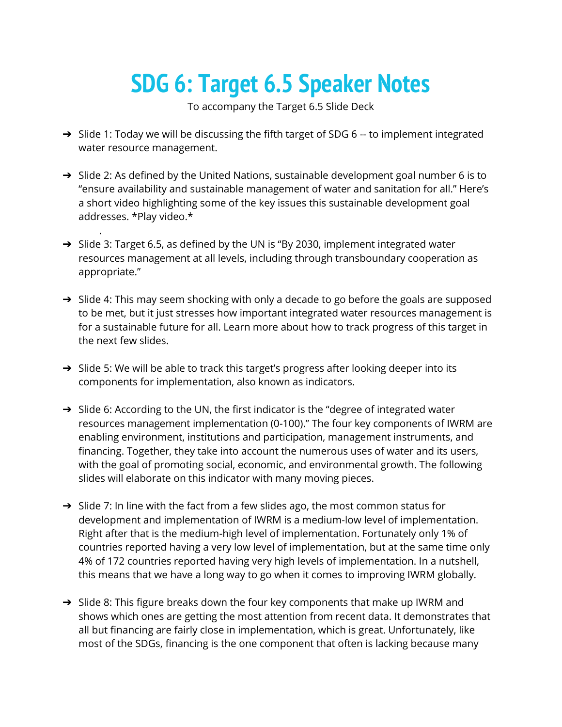# SDG 6: Target 6.5 Speaker Notes

To accompany the Target 6.5 Slide Deck

- Slide 1: Today we will be discussing the fifth target of SDG 6 -- to implement integrated water resource management.

- Slide 2: As defined by the United Nations, sustainable development goal number 6 is to "ensure availability and sustainable management of water and sanitation for all." Here's a short video highlighting some of the key issues this sustainable development goal addresses. *Play video.*

- Slide 3: Target 6.5, as defined by the UN is "By 2030, implement integrated water resources management at all levels, including through transboundary cooperation as appropriate."

- Slide 4: This may seem shocking with only a decade to go before the goals are supposed to be met, but it just stresses how important integrated water resources management is for a sustainable future for all. Learn more about how to track progress of this target in the next few slides.

- Slide 5: We will be able to track this target's progress after looking deeper into its components for implementation, also known as indicators.

- Slide 6: According to the UN, the first indicator is the "degree of integrated water resources management implementation (0-100)." The four key components of IWRM are enabling environment, institutions and participation, management instruments, and financing. Together, they take into account the numerous uses of water and its users, with the goal of promoting social, economic, and environmental growth. The following slides will elaborate on this indicator with many moving pieces.

- Slide 7: In line with the fact from a few slides ago, the most common status for development and implementation of IWRM is a medium-low level of implementation. Right after that is the medium-high level of implementation. Fortunately only 1% of countries reported having a very low level of implementation, but at the same time only 4% of 172 countries reported having very high levels of implementation. In a nutshell, this means that we have a long way to go when it comes to improving IWRM globally.

- Slide 8: This figure breaks down the four key components that make up IWRM and shows which ones are getting the most attention from recent data. It demonstrates that all but financing are fairly close in implementation, which is great. Unfortunately, like most of the SDGs, financing is the one component that often is lacking because many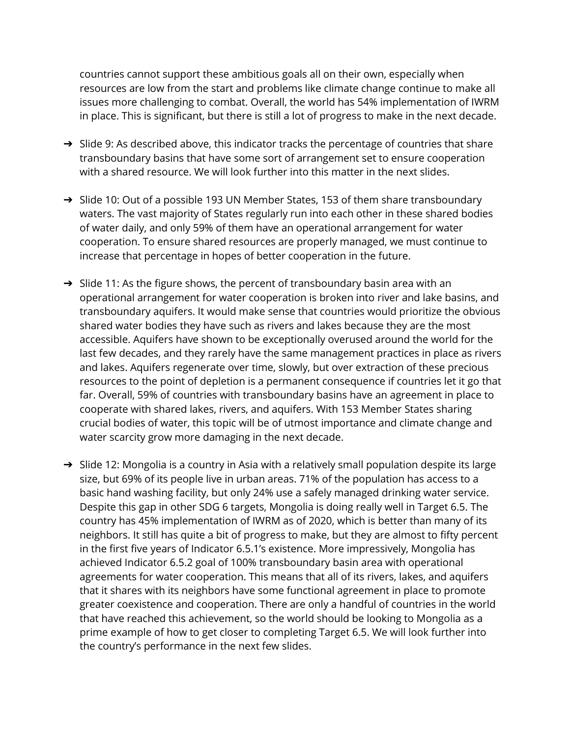countries cannot support these ambitious goals all on their own, especially when resources are low from the start and problems like climate change continue to make all issues more challenging to combat. Overall, the world has 54% implementation of IWRM in place. This is significant, but there is still a lot of progress to make in the next decade.

➔ Slide 9: As described above, this indicator tracks the percentage of countries that share transboundary basins that have some sort of arrangement set to ensure cooperation with a shared resource. We will look further into this matter in the next slides.

➔ Slide 10: Out of a possible 193 UN Member States, 153 of them share transboundary waters. The vast majority of States regularly run into each other in these shared bodies of water daily, and only 59% of them have an operational arrangement for water cooperation. To ensure shared resources are properly managed, we must continue to increase that percentage in hopes of better cooperation in the future.

➔ Slide 11: As the figure shows, the percent of transboundary basin area with an operational arrangement for water cooperation is broken into river and lake basins, and transboundary aquifers. It would make sense that countries would prioritize the obvious shared water bodies they have such as rivers and lakes because they are the most accessible. Aquifers have shown to be exceptionally overused around the world for the last few decades, and they rarely have the same management practices in place as rivers and lakes. Aquifers regenerate over time, slowly, but over extraction of these precious resources to the point of depletion is a permanent consequence if countries let it go that far. Overall, 59% of countries with transboundary basins have an agreement in place to cooperate with shared lakes, rivers, and aquifers. With 153 Member States sharing crucial bodies of water, this topic will be of utmost importance and climate change and water scarcity grow more damaging in the next decade.

➔ Slide 12: Mongolia is a country in Asia with a relatively small population despite its large size, but 69% of its people live in urban areas. 71% of the population has access to a basic hand washing facility, but only 24% use a safely managed drinking water service. Despite this gap in other SDG 6 targets, Mongolia is doing really well in Target 6.5. The country has 45% implementation of IWRM as of 2020, which is better than many of its neighbors. It still has quite a bit of progress to make, but they are almost to fifty percent in the first five years of Indicator 6.5.1's existence. More impressively, Mongolia has achieved Indicator 6.5.2 goal of 100% transboundary basin area with operational agreements for water cooperation. This means that all of its rivers, lakes, and aquifers that it shares with its neighbors have some functional agreement in place to promote greater coexistence and cooperation. There are only a handful of countries in the world that have reached this achievement, so the world should be looking to Mongolia as a prime example of how to get closer to completing Target 6.5. We will look further into the country's performance in the next few slides.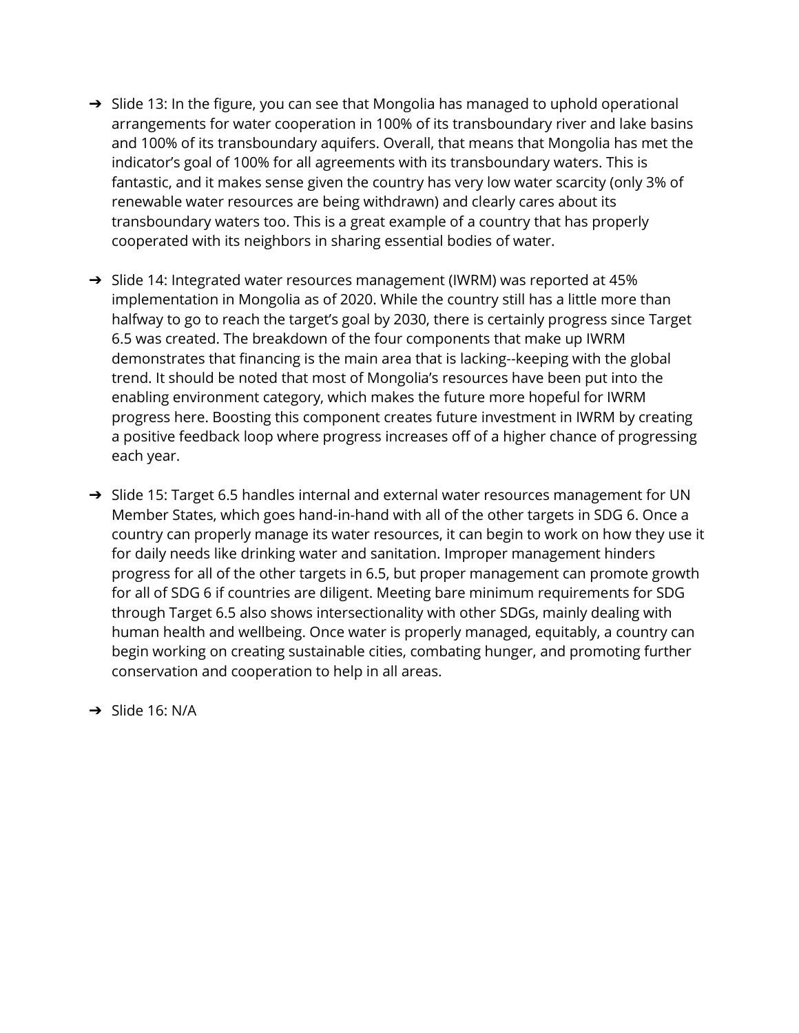- ➔ Slide 13: In the figure, you can see that Mongolia has managed to uphold operational arrangements for water cooperation in 100% of its transboundary river and lake basins and 100% of its transboundary aquifers. Overall, that means that Mongolia has met the indicator's goal of 100% for all agreements with its transboundary waters. This is fantastic, and it makes sense given the country has very low water scarcity (only 3% of renewable water resources are being withdrawn) and clearly cares about its transboundary waters too. This is a great example of a country that has properly cooperated with its neighbors in sharing essential bodies of water.

- ➔ Slide 14: Integrated water resources management (IWRM) was reported at 45% implementation in Mongolia as of 2020. While the country still has a little more than halfway to go to reach the target's goal by 2030, there is certainly progress since Target 6.5 was created. The breakdown of the four components that make up IWRM demonstrates that financing is the main area that is lacking--keeping with the global trend. It should be noted that most of Mongolia's resources have been put into the enabling environment category, which makes the future more hopeful for IWRM progress here. Boosting this component creates future investment in IWRM by creating a positive feedback loop where progress increases off of a higher chance of progressing each year.

- ➔ Slide 15: Target 6.5 handles internal and external water resources management for UN Member States, which goes hand-in-hand with all of the other targets in SDG 6. Once a country can properly manage its water resources, it can begin to work on how they use it for daily needs like drinking water and sanitation. Improper management hinders progress for all of the other targets in 6.5, but proper management can promote growth for all of SDG 6 if countries are diligent. Meeting bare minimum requirements for SDG through Target 6.5 also shows intersectionality with other SDGs, mainly dealing with human health and wellbeing. Once water is properly managed, equitably, a country can begin working on creating sustainable cities, combating hunger, and promoting further conservation and cooperation to help in all areas.

- ➔ Slide 16: N/A